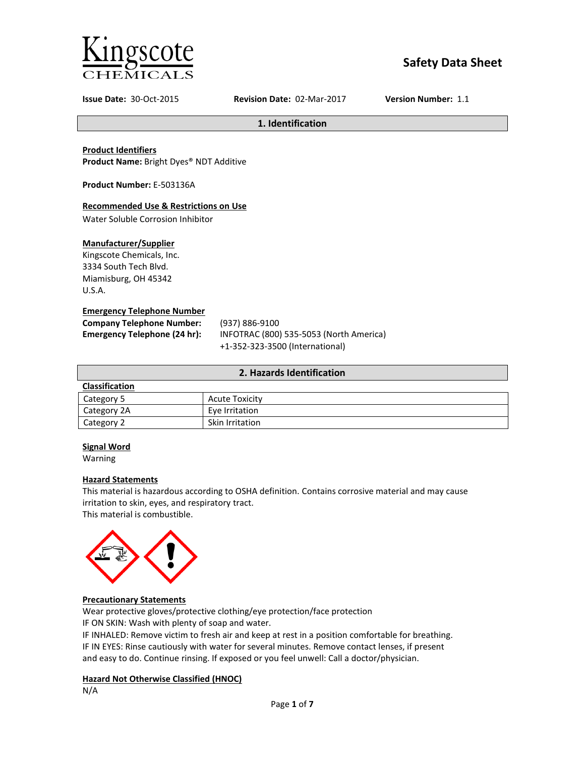Kingscote CHEMICALS

# Safety Data Sheet

**Issue Date:** 30-Oct-2015 **Revision Date:** 02-Mar-2017 **Version Number:** 1.1

## 1. Identification

**Product Identifiers**
**Product Name:** Bright Dyes® NDT Additive

**Product Number:** E-503136A

**Recommended Use & Restrictions on Use**
Water Soluble Corrosion Inhibitor

**Manufacturer/Supplier**
Kingscote Chemicals, Inc.
3334 South Tech Blvd.
Miamisburg, OH 45342
U.S.A.

**Emergency Telephone Number**
**Company Telephone Number:** (937) 886-9100
**Emergency Telephone (24 hr):** INFOTRAC (800) 535-5053 (North America)
+1-352-323-3500 (International)

## 2. Hazards Identification

**Classification**

| Category | Hazard |
|---|---|
| Category 5 | Acute Toxicity |
| Category 2A | Eye Irritation |
| Category 2 | Skin Irritation |

**Signal Word**
Warning

**Hazard Statements**
This material is hazardous according to OSHA definition. Contains corrosive material and may cause irritation to skin, eyes, and respiratory tract.
This material is combustible.

**Precautionary Statements**
Wear protective gloves/protective clothing/eye protection/face protection
IF ON SKIN: Wash with plenty of soap and water.
IF INHALED: Remove victim to fresh air and keep at rest in a position comfortable for breathing.
IF IN EYES: Rinse cautiously with water for several minutes. Remove contact lenses, if present and easy to do. Continue rinsing. If exposed or you feel unwell: Call a doctor/physician.

**Hazard Not Otherwise Classified (HNOC)**
N/A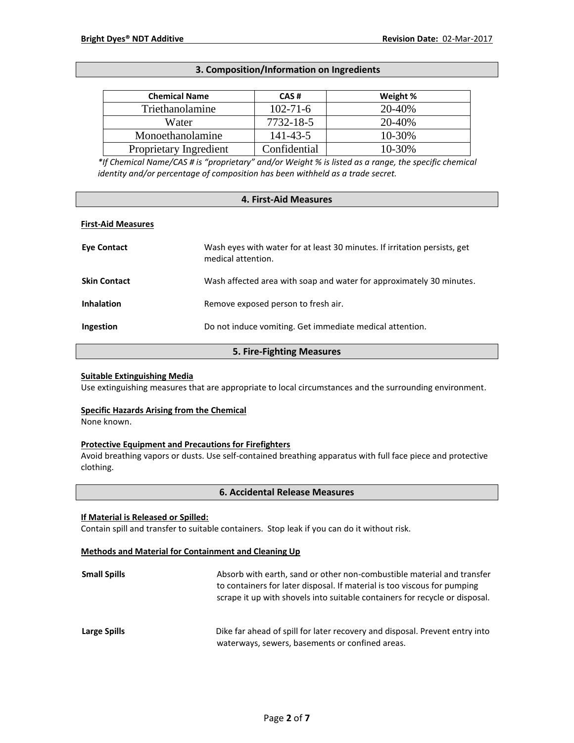## 3. Composition/Information on Ingredients

| Chemical Name | CAS # | Weight % |
|---|---|---|
| Triethanolamine | 102-71-6 | 20-40% |
| Water | 7732-18-5 | 20-40% |
| Monoethanolamine | 141-43-5 | 10-30% |
| Proprietary Ingredient | Confidential | 10-30% |

*\*If Chemical Name/CAS # is "proprietary" and/or Weight % is listed as a range, the specific chemical identity and/or percentage of composition has been withheld as a trade secret.*

## 4. First-Aid Measures

**First-Aid Measures**

**Eye Contact** Wash eyes with water for at least 30 minutes. If irritation persists, get medical attention.

**Skin Contact** Wash affected area with soap and water for approximately 30 minutes.

**Inhalation** Remove exposed person to fresh air.

**Ingestion** Do not induce vomiting. Get immediate medical attention.

## 5. Fire-Fighting Measures

**Suitable Extinguishing Media**

Use extinguishing measures that are appropriate to local circumstances and the surrounding environment.

**Specific Hazards Arising from the Chemical**

None known.

**Protective Equipment and Precautions for Firefighters**

Avoid breathing vapors or dusts. Use self-contained breathing apparatus with full face piece and protective clothing.

## 6. Accidental Release Measures

**If Material is Released or Spilled:**

Contain spill and transfer to suitable containers. Stop leak if you can do it without risk.

**Methods and Material for Containment and Cleaning Up**

**Small Spills** Absorb with earth, sand or other non-combustible material and transfer to containers for later disposal. If material is too viscous for pumping scrape it up with shovels into suitable containers for recycle or disposal.

**Large Spills** Dike far ahead of spill for later recovery and disposal. Prevent entry into waterways, sewers, basements or confined areas.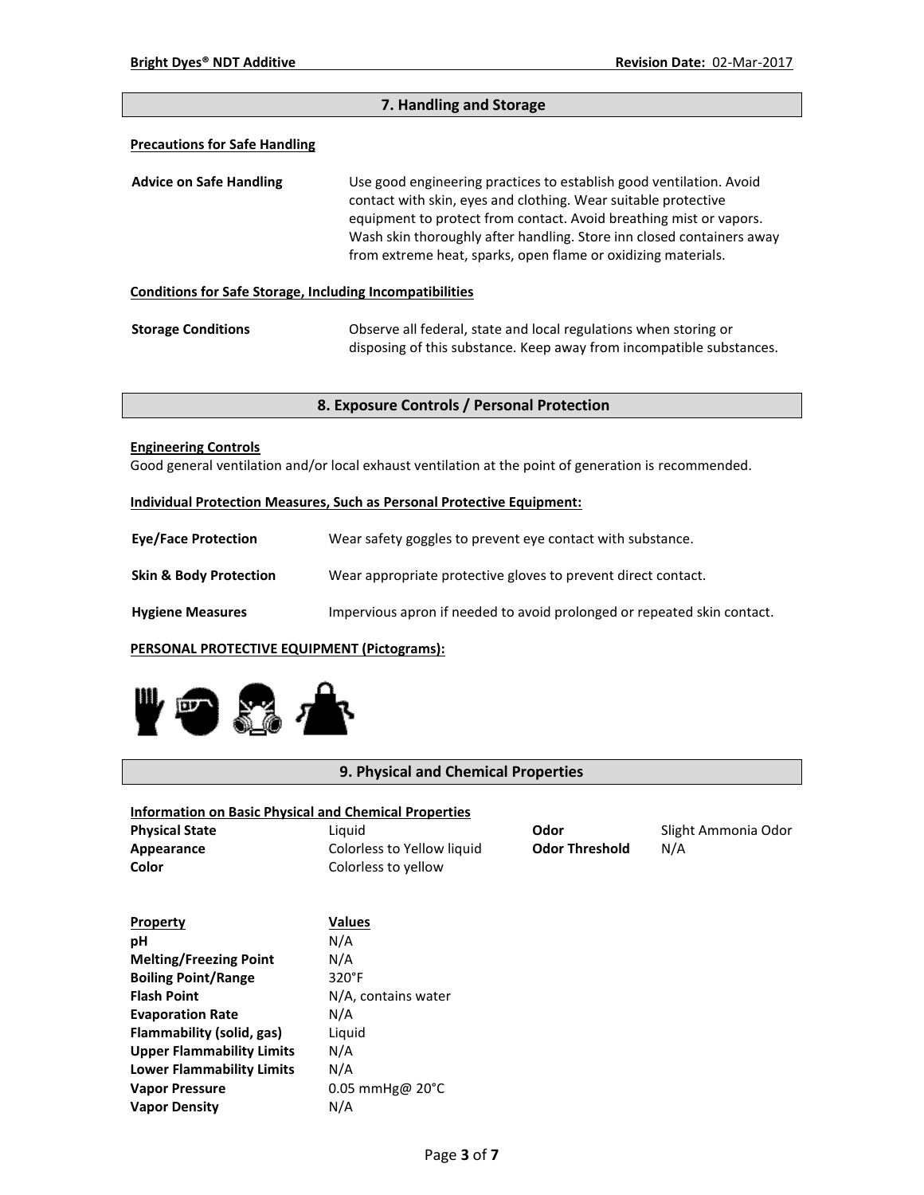## 7. Handling and Storage

**Precautions for Safe Handling**

| | |
|---|---|
| **Advice on Safe Handling** | Use good engineering practices to establish good ventilation. Avoid contact with skin, eyes and clothing. Wear suitable protective equipment to protect from contact. Avoid breathing mist or vapors. Wash skin thoroughly after handling. Store inn closed containers away from extreme heat, sparks, open flame or oxidizing materials. |

**Conditions for Safe Storage, Including Incompatibilities**

| | |
|---|---|
| **Storage Conditions** | Observe all federal, state and local regulations when storing or disposing of this substance. Keep away from incompatible substances. |

## 8. Exposure Controls / Personal Protection

**Engineering Controls**

Good general ventilation and/or local exhaust ventilation at the point of generation is recommended.

**Individual Protection Measures, Such as Personal Protective Equipment:**

| | |
|---|---|
| **Eye/Face Protection** | Wear safety goggles to prevent eye contact with substance. |
| **Skin & Body Protection** | Wear appropriate protective gloves to prevent direct contact. |
| **Hygiene Measures** | Impervious apron if needed to avoid prolonged or repeated skin contact. |

**PERSONAL PROTECTIVE EQUIPMENT (Pictograms):**

## 9. Physical and Chemical Properties

**Information on Basic Physical and Chemical Properties**

| | | | |
|---|---|---|---|
| **Physical State** | Liquid | **Odor** | Slight Ammonia Odor |
| **Appearance** | Colorless to Yellow liquid | **Odor Threshold** | N/A |
| **Color** | Colorless to yellow | | |

| Property | Values |
|---|---|
| **pH** | N/A |
| **Melting/Freezing Point** | N/A |
| **Boiling Point/Range** | 320°F |
| **Flash Point** | N/A, contains water |
| **Evaporation Rate** | N/A |
| **Flammability (solid, gas)** | Liquid |
| **Upper Flammability Limits** | N/A |
| **Lower Flammability Limits** | N/A |
| **Vapor Pressure** | 0.05 mmHg@ 20°C |
| **Vapor Density** | N/A |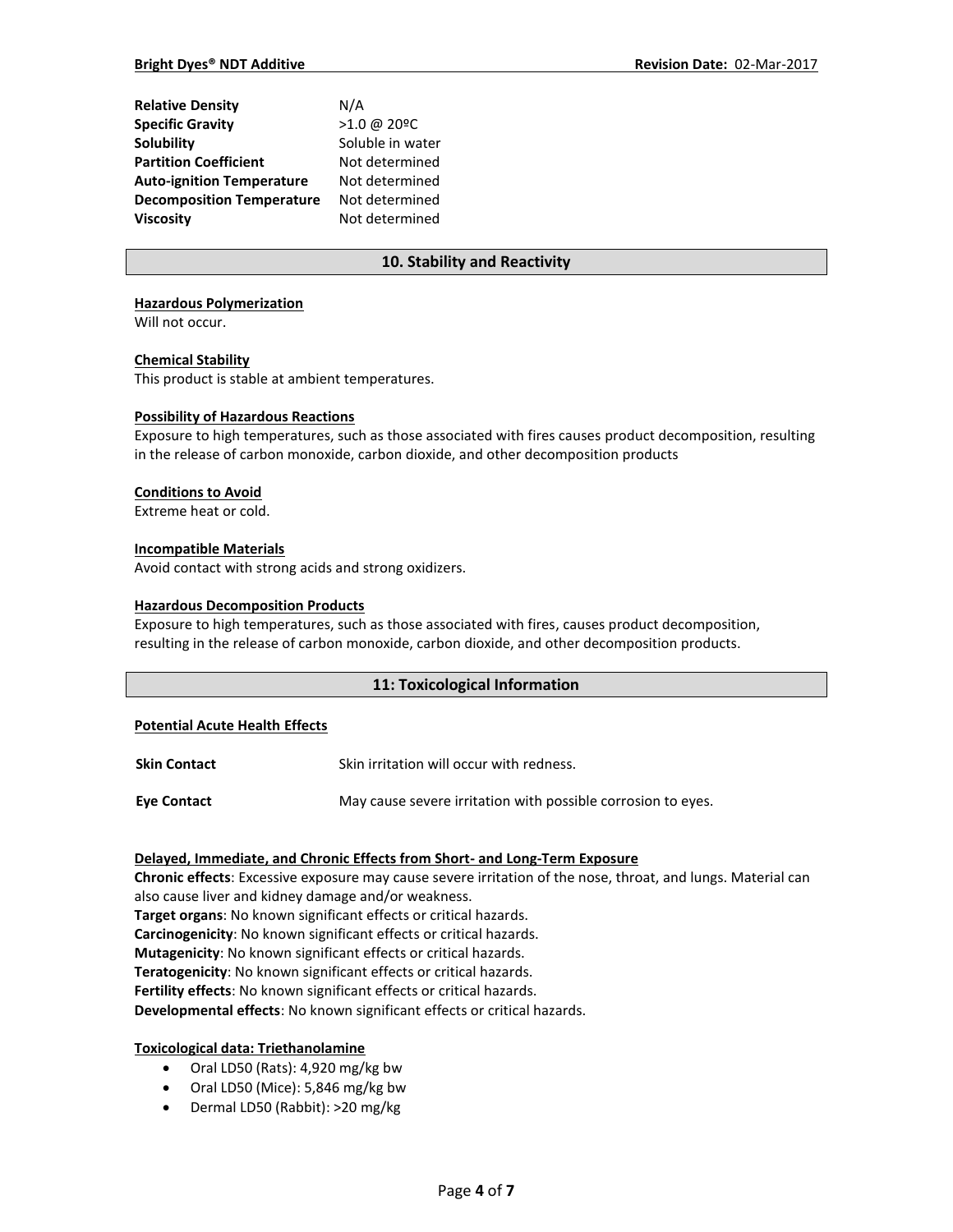| | |
|---|---|
| **Relative Density** | N/A |
| **Specific Gravity** | >1.0 @ 20ºC |
| **Solubility** | Soluble in water |
| **Partition Coefficient** | Not determined |
| **Auto-ignition Temperature** | Not determined |
| **Decomposition Temperature** | Not determined |
| **Viscosity** | Not determined |

## 10. Stability and Reactivity

**Hazardous Polymerization**
Will not occur.

**Chemical Stability**
This product is stable at ambient temperatures.

**Possibility of Hazardous Reactions**
Exposure to high temperatures, such as those associated with fires causes product decomposition, resulting in the release of carbon monoxide, carbon dioxide, and other decomposition products

**Conditions to Avoid**
Extreme heat or cold.

**Incompatible Materials**
Avoid contact with strong acids and strong oxidizers.

**Hazardous Decomposition Products**
Exposure to high temperatures, such as those associated with fires, causes product decomposition, resulting in the release of carbon monoxide, carbon dioxide, and other decomposition products.

## 11: Toxicological Information

**Potential Acute Health Effects**

| | |
|---|---|
| **Skin Contact** | Skin irritation will occur with redness. |
| **Eye Contact** | May cause severe irritation with possible corrosion to eyes. |

**Delayed, Immediate, and Chronic Effects from Short- and Long-Term Exposure**
**Chronic effects**: Excessive exposure may cause severe irritation of the nose, throat, and lungs. Material can also cause liver and kidney damage and/or weakness.
**Target organs**: No known significant effects or critical hazards.
**Carcinogenicity**: No known significant effects or critical hazards.
**Mutagenicity**: No known significant effects or critical hazards.
**Teratogenicity**: No known significant effects or critical hazards.
**Fertility effects**: No known significant effects or critical hazards.
**Developmental effects**: No known significant effects or critical hazards.

**Toxicological data: Triethanolamine**

- Oral LD50 (Rats): 4,920 mg/kg bw
- Oral LD50 (Mice): 5,846 mg/kg bw
- Dermal LD50 (Rabbit): >20 mg/kg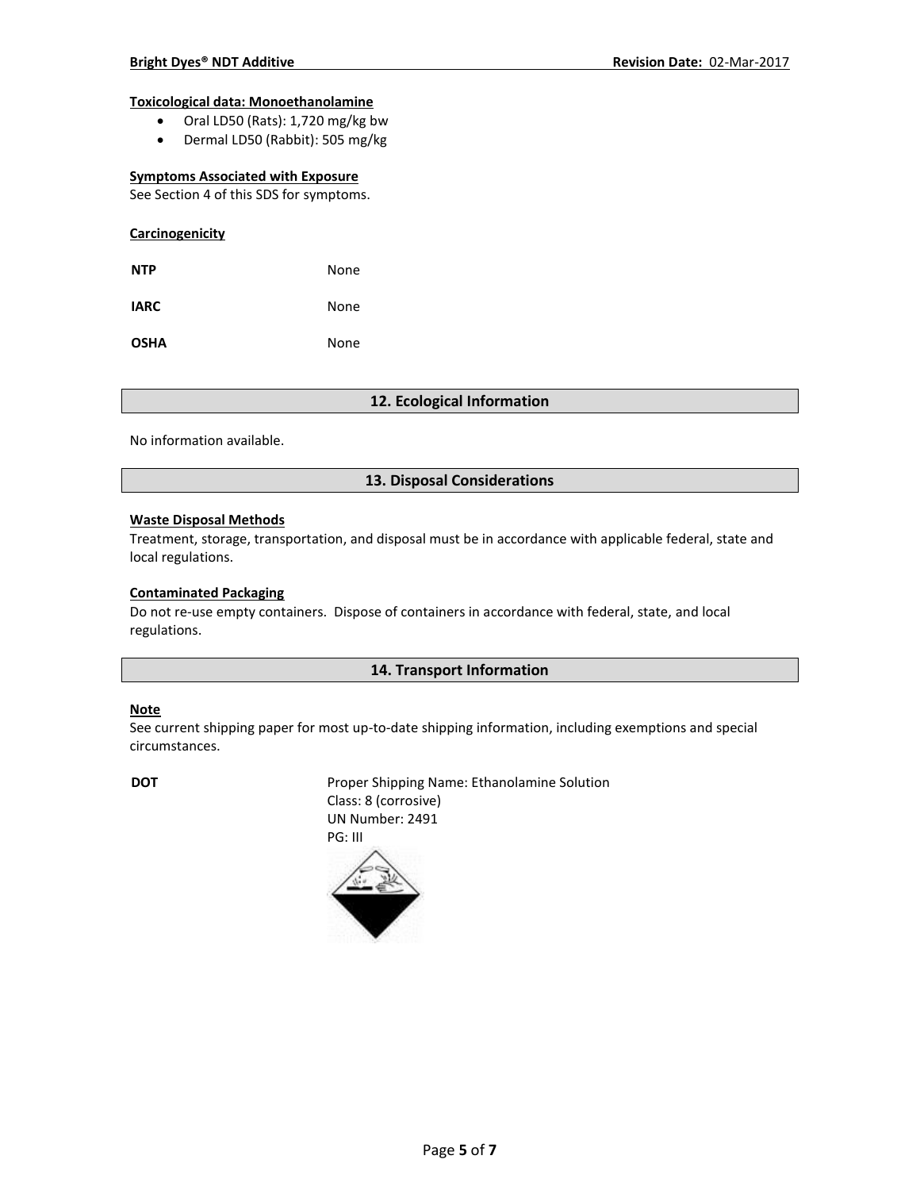#### Toxicological data: Monoethanolamine

- Oral LD50 (Rats): 1,720 mg/kg bw
- Dermal LD50 (Rabbit): 505 mg/kg

#### Symptoms Associated with Exposure

See Section 4 of this SDS for symptoms.

#### Carcinogenicity

| | |
|---|---|
| **NTP** | None |
| **IARC** | None |
| **OSHA** | None |

## 12. Ecological Information

No information available.

## 13. Disposal Considerations

#### Waste Disposal Methods

Treatment, storage, transportation, and disposal must be in accordance with applicable federal, state and local regulations.

#### Contaminated Packaging

Do not re-use empty containers. Dispose of containers in accordance with federal, state, and local regulations.

## 14. Transport Information

#### Note

See current shipping paper for most up-to-date shipping information, including exemptions and special circumstances.

**DOT**

Proper Shipping Name: Ethanolamine Solution
Class: 8 (corrosive)
UN Number: 2491
PG: III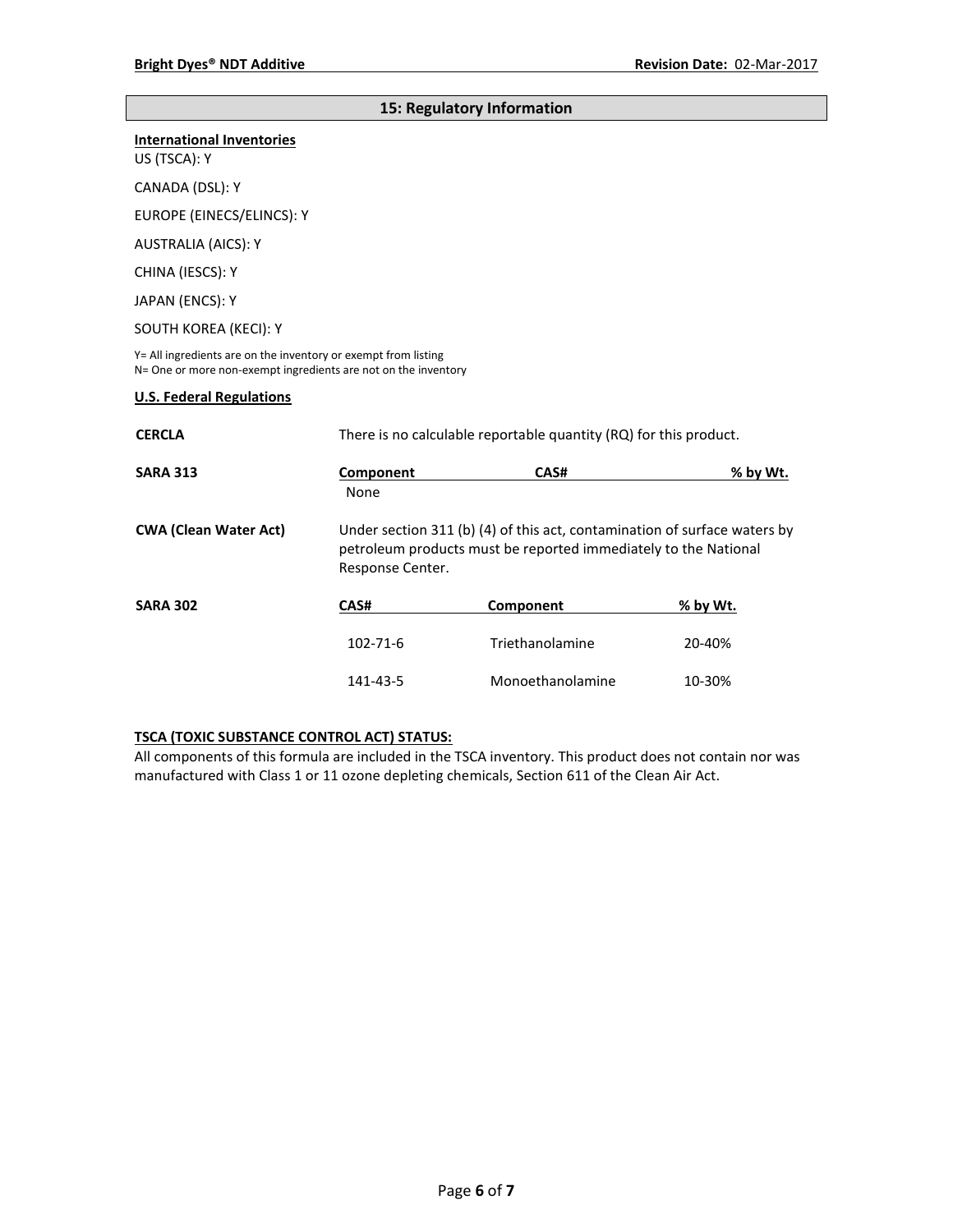## 15: Regulatory Information

**International Inventories**

US (TSCA): Y

CANADA (DSL): Y

EUROPE (EINECS/ELINCS): Y

AUSTRALIA (AICS): Y

CHINA (IESCS): Y

JAPAN (ENCS): Y

SOUTH KOREA (KECI): Y

Y= All ingredients are on the inventory or exempt from listing
N= One or more non-exempt ingredients are not on the inventory

**U.S. Federal Regulations**

**CERCLA** — There is no calculable reportable quantity (RQ) for this product.

**SARA 313**

| Component | CAS# | % by Wt. |
|---|---|---|
| None | | |

**CWA (Clean Water Act)** — Under section 311 (b) (4) of this act, contamination of surface waters by petroleum products must be reported immediately to the National Response Center.

**SARA 302**

| CAS# | Component | % by Wt. |
|---|---|---|
| 102-71-6 | Triethanolamine | 20-40% |
| 141-43-5 | Monoethanolamine | 10-30% |

**TSCA (TOXIC SUBSTANCE CONTROL ACT) STATUS:**

All components of this formula are included in the TSCA inventory. This product does not contain nor was manufactured with Class 1 or 11 ozone depleting chemicals, Section 611 of the Clean Air Act.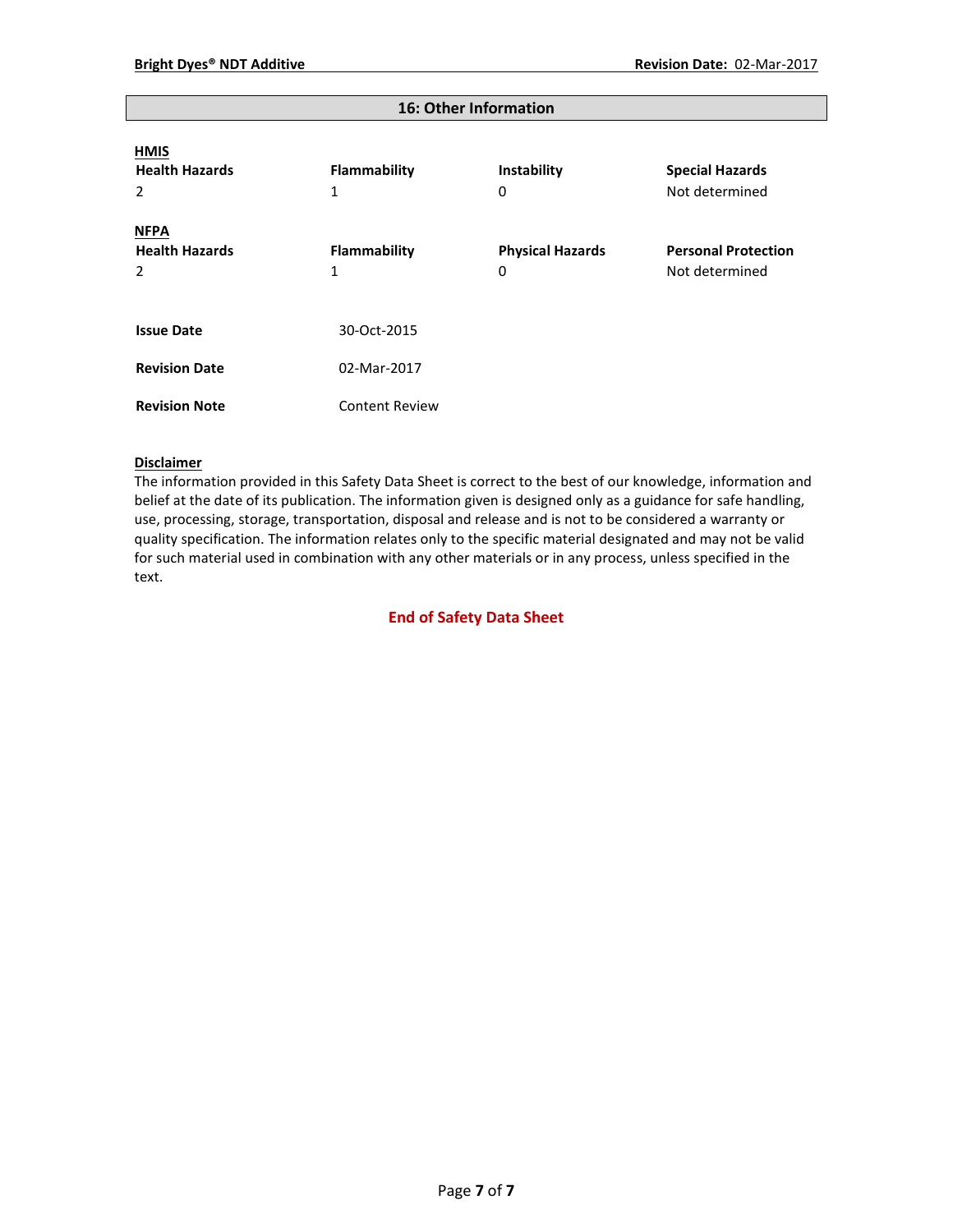## 16: Other Information

**HMIS**

| Health Hazards | Flammability | Instability | Special Hazards |
|---|---|---|---|
| 2 | 1 | 0 | Not determined |

**NFPA**

| Health Hazards | Flammability | Physical Hazards | Personal Protection |
|---|---|---|---|
| 2 | 1 | 0 | Not determined |

| | |
|---|---|
| **Issue Date** | 30-Oct-2015 |
| **Revision Date** | 02-Mar-2017 |
| **Revision Note** | Content Review |

**Disclaimer**

The information provided in this Safety Data Sheet is correct to the best of our knowledge, information and belief at the date of its publication. The information given is designed only as a guidance for safe handling, use, processing, storage, transportation, disposal and release and is not to be considered a warranty or quality specification. The information relates only to the specific material designated and may not be valid for such material used in combination with any other materials or in any process, unless specified in the text.

**End of Safety Data Sheet**